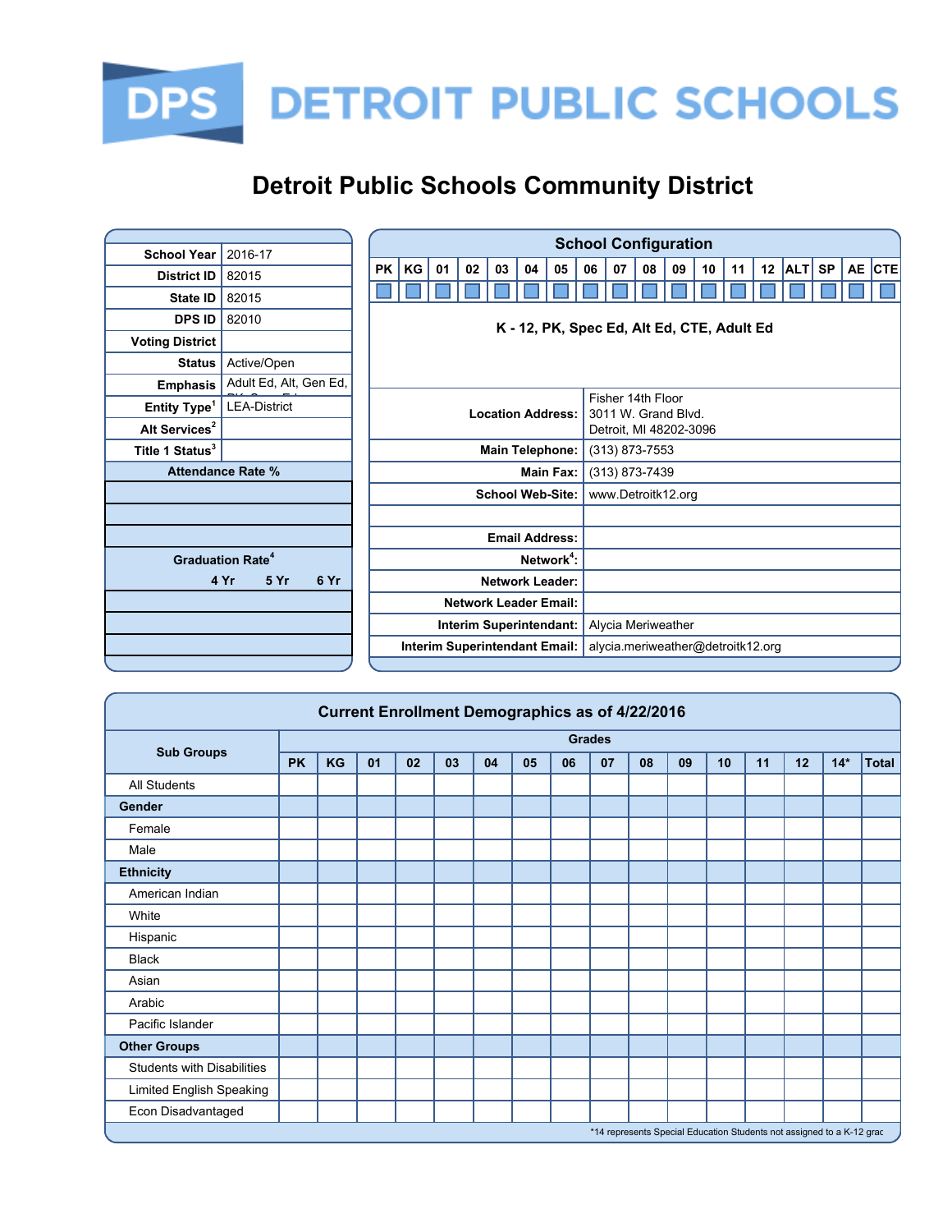# DETROIT PUBLIC SCHOOLS

## Detroit Public Schools Community District

| Field | Value |
|---|---|
| School Year | 2016-17 |
| District ID | 82015 |
| State ID | 82015 |
| DPS ID | 82010 |
| Voting District | |
| Status | Active/Open |
| Emphasis | Adult Ed, Alt, Gen Ed, PK, Spec Ed |
| Entity Type[1] | LEA-District |
| Alt Services[2] | |
| Title 1 Status[3] | |

**Attendance Rate %**

| |
|---|
| |
| |
| |

**Graduation Rate[4]**

| 4 Yr | 5 Yr | 6 Yr |
|---|---|---|
| | | |
| | | |
| | | |

### School Configuration

| PK | KG | 01 | 02 | 03 | 04 | 05 | 06 | 07 | 08 | 09 | 10 | 11 | 12 | ALT | SP | AE | CTE |
|---|---|---|---|---|---|---|---|---|---|---|---|---|---|---|---|---|---|
| ☐ | ☐ | ☐ | ☐ | ☐ | ☐ | ☐ | ☐ | ☐ | ☐ | ☐ | ☐ | ☐ | ☐ | ☐ | ☐ | ☐ | ☐ |

**K - 12, PK, Spec Ed, Alt Ed, CTE, Adult Ed**

| Field | Value |
|---|---|
| Location Address: | Fisher 14th Floor<br>3011 W. Grand Blvd.<br>Detroit, MI 48202-3096 |
| Main Telephone: | (313) 873-7553 |
| Main Fax: | (313) 873-7439 |
| School Web-Site: | www.Detroitk12.org |
| | |
| Email Address: | |
| Network[4]: | |
| Network Leader: | |
| Network Leader Email: | |
| Interim Superintendant: | Alycia Meriweather |
| Interim Superintendant Email: | alycia.meriweather@detroitk12.org |

### Current Enrollment Demographics as of 4/22/2016

| Sub Groups | Grades | | | | | | | | | | | | | | | |
|---|---|---|---|---|---|---|---|---|---|---|---|---|---|---|---|---|
| | PK | KG | 01 | 02 | 03 | 04 | 05 | 06 | 07 | 08 | 09 | 10 | 11 | 12 | 14* | Total |
| All Students | | | | | | | | | | | | | | | | |
| **Gender** | | | | | | | | | | | | | | | | |
| Female | | | | | | | | | | | | | | | | |
| Male | | | | | | | | | | | | | | | | |
| **Ethnicity** | | | | | | | | | | | | | | | | |
| American Indian | | | | | | | | | | | | | | | | |
| White | | | | | | | | | | | | | | | | |
| Hispanic | | | | | | | | | | | | | | | | |
| Black | | | | | | | | | | | | | | | | |
| Asian | | | | | | | | | | | | | | | | |
| Arabic | | | | | | | | | | | | | | | | |
| Pacific Islander | | | | | | | | | | | | | | | | |
| **Other Groups** | | | | | | | | | | | | | | | | |
| Students with Disabilities | | | | | | | | | | | | | | | | |
| Limited English Speaking | | | | | | | | | | | | | | | | |
| Econ Disadvantaged | | | | | | | | | | | | | | | | |

*14 represents Special Education Students not assigned to a K-12 grade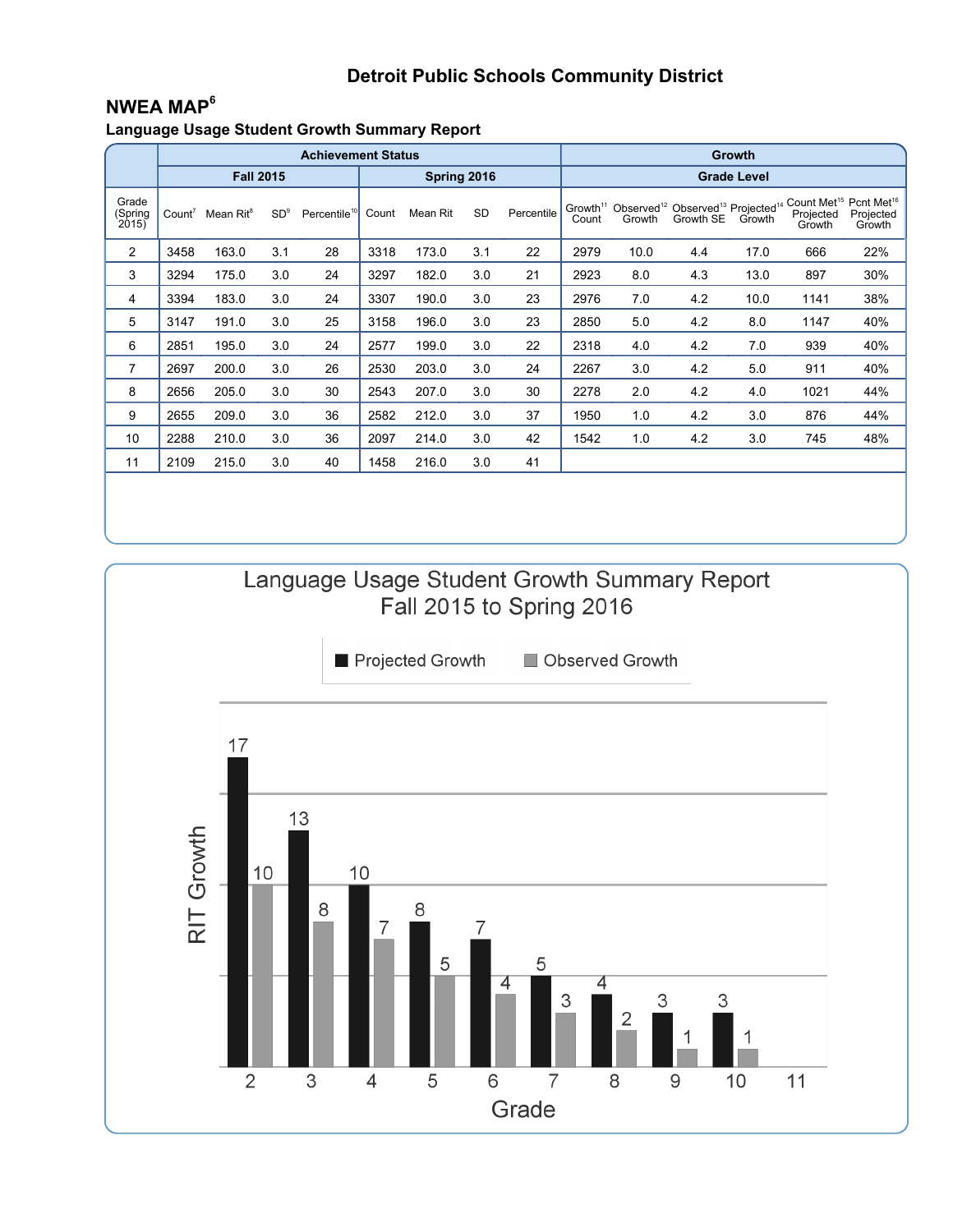# Detroit Public Schools Community District

## NWEA MAP[6]

### Language Usage Student Growth Summary Report

| | Achievement Status | | | | | | | | Growth | | | | | |
|---|---|---|---|---|---|---|---|---|---|---|---|---|---|---|
| | Fall 2015 | | | | Spring 2016 | | | | Grade Level | | | | | |
| Grade (Spring 2015) | Count[7] | Mean Rit[8] | SD[9] | Percentile[10] | Count | Mean Rit | SD | Percentile | Growth[11] Count | Observed[12] Growth | Observed[13] Growth SE | Projected[14] Growth | Count Met[15] Projected Growth | Pcnt Met[16] Projected Growth |
| 2 | 3458 | 163.0 | 3.1 | 28 | 3318 | 173.0 | 3.1 | 22 | 2979 | 10.0 | 4.4 | 17.0 | 666 | 22% |
| 3 | 3294 | 175.0 | 3.0 | 24 | 3297 | 182.0 | 3.0 | 21 | 2923 | 8.0 | 4.3 | 13.0 | 897 | 30% |
| 4 | 3394 | 183.0 | 3.0 | 24 | 3307 | 190.0 | 3.0 | 23 | 2976 | 7.0 | 4.2 | 10.0 | 1141 | 38% |
| 5 | 3147 | 191.0 | 3.0 | 25 | 3158 | 196.0 | 3.0 | 23 | 2850 | 5.0 | 4.2 | 8.0 | 1147 | 40% |
| 6 | 2851 | 195.0 | 3.0 | 24 | 2577 | 199.0 | 3.0 | 22 | 2318 | 4.0 | 4.2 | 7.0 | 939 | 40% |
| 7 | 2697 | 200.0 | 3.0 | 26 | 2530 | 203.0 | 3.0 | 24 | 2267 | 3.0 | 4.2 | 5.0 | 911 | 40% |
| 8 | 2656 | 205.0 | 3.0 | 30 | 2543 | 207.0 | 3.0 | 30 | 2278 | 2.0 | 4.2 | 4.0 | 1021 | 44% |
| 9 | 2655 | 209.0 | 3.0 | 36 | 2582 | 212.0 | 3.0 | 37 | 1950 | 1.0 | 4.2 | 3.0 | 876 | 44% |
| 10 | 2288 | 210.0 | 3.0 | 36 | 2097 | 214.0 | 3.0 | 42 | 1542 | 1.0 | 4.2 | 3.0 | 745 | 48% |
| 11 | 2109 | 215.0 | 3.0 | 40 | 1458 | 216.0 | 3.0 | 41 | | | | | | |

Language Usage Student Growth Summary Report
Fall 2015 to Spring 2016

| Grade | Projected Growth | Observed Growth |
|---|---|---|
| 2 | 17 | 10 |
| 3 | 13 | 8 |
| 4 | 10 | 7 |
| 5 | 8 | 5 |
| 6 | 7 | 4 |
| 7 | 5 | 3 |
| 8 | 4 | 2 |
| 9 | 3 | 1 |
| 10 | 3 | 1 |
| 11 | | |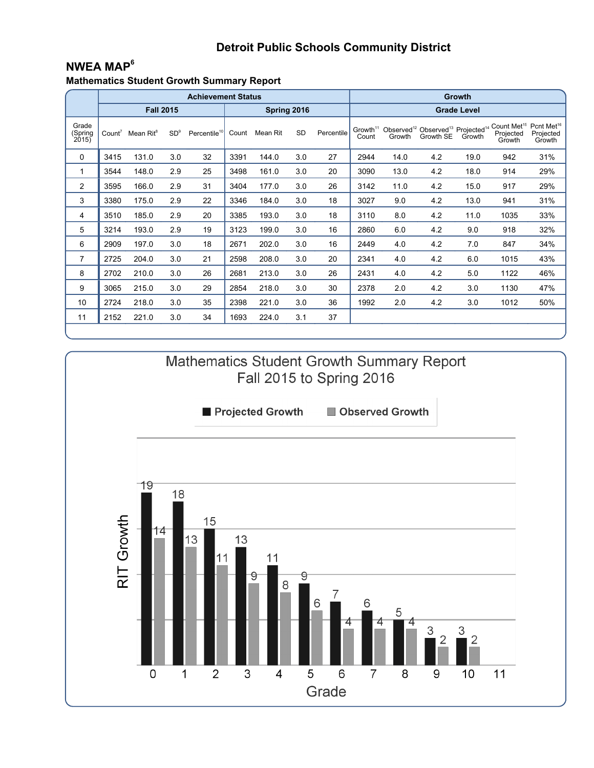# Detroit Public Schools Community District

## NWEA MAP[6]

### Mathematics Student Growth Summary Report

| | Achievement Status | | | | | | | | Growth | | | | | |
|---|---|---|---|---|---|---|---|---|---|---|---|---|---|---|
| | Fall 2015 | | | | Spring 2016 | | | | Grade Level | | | | | |
| Grade (Spring 2015) | Count[7] | Mean Rit[8] | SD[9] | Percentile[10] | Count | Mean Rit | SD | Percentile | Growth[11] Count | Observed[12] Growth | Observed[13] Growth SE | Projected[14] Growth | Count Met[15] Projected Growth | Pcnt Met[16] Projected Growth |
| 0 | 3415 | 131.0 | 3.0 | 32 | 3391 | 144.0 | 3.0 | 27 | 2944 | 14.0 | 4.2 | 19.0 | 942 | 31% |
| 1 | 3544 | 148.0 | 2.9 | 25 | 3498 | 161.0 | 3.0 | 20 | 3090 | 13.0 | 4.2 | 18.0 | 914 | 29% |
| 2 | 3595 | 166.0 | 2.9 | 31 | 3404 | 177.0 | 3.0 | 26 | 3142 | 11.0 | 4.2 | 15.0 | 917 | 29% |
| 3 | 3380 | 175.0 | 2.9 | 22 | 3346 | 184.0 | 3.0 | 18 | 3027 | 9.0 | 4.2 | 13.0 | 941 | 31% |
| 4 | 3510 | 185.0 | 2.9 | 20 | 3385 | 193.0 | 3.0 | 18 | 3110 | 8.0 | 4.2 | 11.0 | 1035 | 33% |
| 5 | 3214 | 193.0 | 2.9 | 19 | 3123 | 199.0 | 3.0 | 16 | 2860 | 6.0 | 4.2 | 9.0 | 918 | 32% |
| 6 | 2909 | 197.0 | 3.0 | 18 | 2671 | 202.0 | 3.0 | 16 | 2449 | 4.0 | 4.2 | 7.0 | 847 | 34% |
| 7 | 2725 | 204.0 | 3.0 | 21 | 2598 | 208.0 | 3.0 | 20 | 2341 | 4.0 | 4.2 | 6.0 | 1015 | 43% |
| 8 | 2702 | 210.0 | 3.0 | 26 | 2681 | 213.0 | 3.0 | 26 | 2431 | 4.0 | 4.2 | 5.0 | 1122 | 46% |
| 9 | 3065 | 215.0 | 3.0 | 29 | 2854 | 218.0 | 3.0 | 30 | 2378 | 2.0 | 4.2 | 3.0 | 1130 | 47% |
| 10 | 2724 | 218.0 | 3.0 | 35 | 2398 | 221.0 | 3.0 | 36 | 1992 | 2.0 | 4.2 | 3.0 | 1012 | 50% |
| 11 | 2152 | 221.0 | 3.0 | 34 | 1693 | 224.0 | 3.1 | 37 | | | | | | |

Mathematics Student Growth Summary Report
Fall 2015 to Spring 2016

| Grade | Projected Growth | Observed Growth |
|---|---|---|
| 0 | 19 | 14 |
| 1 | 18 | 13 |
| 2 | 15 | 11 |
| 3 | 13 | 9 |
| 4 | 11 | 8 |
| 5 | 9 | 6 |
| 6 | 7 | 4 |
| 7 | 6 | 4 |
| 8 | 5 | 4 |
| 9 | 3 | 2 |
| 10 | 3 | 2 |
| 11 | | |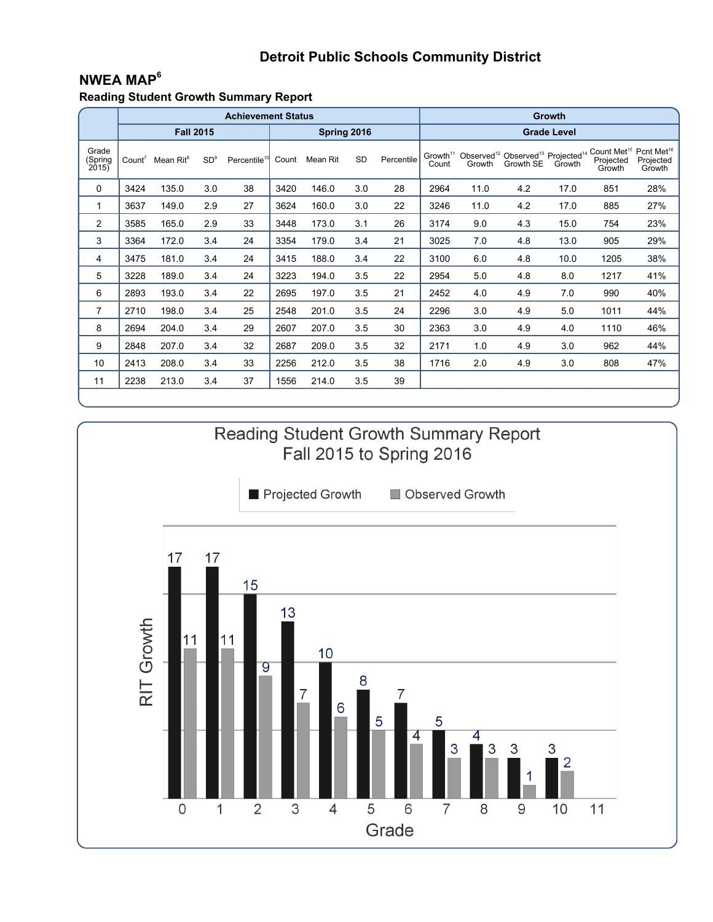# Detroit Public Schools Community District

## NWEA MAP[6]

### Reading Student Growth Summary Report

| | Achievement Status | | | | | | | | Growth | | | | | |
|---|---|---|---|---|---|---|---|---|---|---|---|---|---|---|
| | Fall 2015 | | | | Spring 2016 | | | | Grade Level | | | | | |
| Grade (Spring 2015) | Count[7] | Mean Rit[8] | SD[9] | Percentile[10] | Count | Mean Rit | SD | Percentile | Growth[11] Count | Observed[12] Growth | Observed[13] Growth SE | Projected[14] Growth | Count Met[15] Projected Growth | Pcnt Met[16] Projected Growth |
| 0 | 3424 | 135.0 | 3.0 | 38 | 3420 | 146.0 | 3.0 | 28 | 2964 | 11.0 | 4.2 | 17.0 | 851 | 28% |
| 1 | 3637 | 149.0 | 2.9 | 27 | 3624 | 160.0 | 3.0 | 22 | 3246 | 11.0 | 4.2 | 17.0 | 885 | 27% |
| 2 | 3585 | 165.0 | 2.9 | 33 | 3448 | 173.0 | 3.1 | 26 | 3174 | 9.0 | 4.3 | 15.0 | 754 | 23% |
| 3 | 3364 | 172.0 | 3.4 | 24 | 3354 | 179.0 | 3.4 | 21 | 3025 | 7.0 | 4.8 | 13.0 | 905 | 29% |
| 4 | 3475 | 181.0 | 3.4 | 24 | 3415 | 188.0 | 3.4 | 22 | 3100 | 6.0 | 4.8 | 10.0 | 1205 | 38% |
| 5 | 3228 | 189.0 | 3.4 | 24 | 3223 | 194.0 | 3.5 | 22 | 2954 | 5.0 | 4.8 | 8.0 | 1217 | 41% |
| 6 | 2893 | 193.0 | 3.4 | 22 | 2695 | 197.0 | 3.5 | 21 | 2452 | 4.0 | 4.9 | 7.0 | 990 | 40% |
| 7 | 2710 | 198.0 | 3.4 | 25 | 2548 | 201.0 | 3.5 | 24 | 2296 | 3.0 | 4.9 | 5.0 | 1011 | 44% |
| 8 | 2694 | 204.0 | 3.4 | 29 | 2607 | 207.0 | 3.5 | 30 | 2363 | 3.0 | 4.9 | 4.0 | 1110 | 46% |
| 9 | 2848 | 207.0 | 3.4 | 32 | 2687 | 209.0 | 3.5 | 32 | 2171 | 1.0 | 4.9 | 3.0 | 962 | 44% |
| 10 | 2413 | 208.0 | 3.4 | 33 | 2256 | 212.0 | 3.5 | 38 | 1716 | 2.0 | 4.9 | 3.0 | 808 | 47% |
| 11 | 2238 | 213.0 | 3.4 | 37 | 1556 | 214.0 | 3.5 | 39 | | | | | | |

Reading Student Growth Summary Report
Fall 2015 to Spring 2016

| Grade | Projected Growth | Observed Growth |
|---|---|---|
| 0 | 17 | 11 |
| 1 | 17 | 11 |
| 2 | 15 | 9 |
| 3 | 13 | 7 |
| 4 | 10 | 6 |
| 5 | 8 | 5 |
| 6 | 7 | 4 |
| 7 | 5 | 3 |
| 8 | 4 | 3 |
| 9 | 3 | 1 |
| 10 | 3 | 2 |
| 11 | | |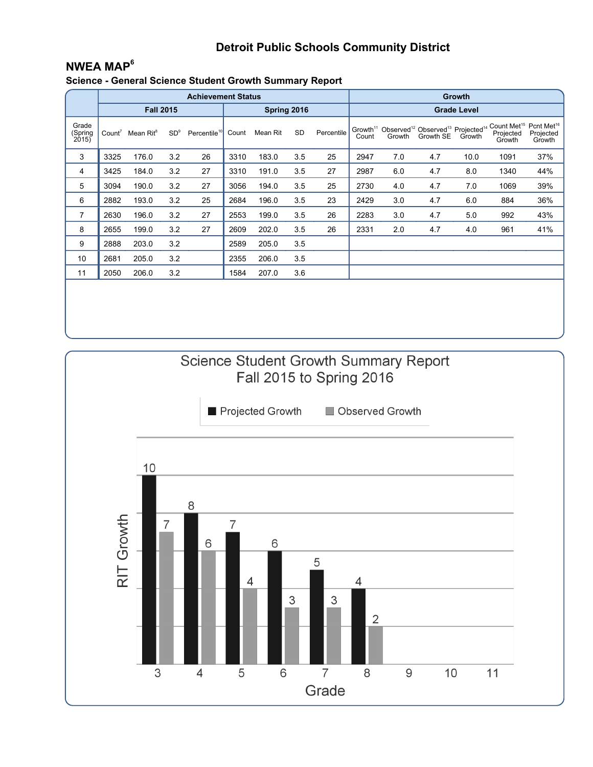# Detroit Public Schools Community District

## NWEA MAP[6]

### Science - General Science Student Growth Summary Report

| | Achievement Status | | | | | | | | Growth | | | | | |
|---|---|---|---|---|---|---|---|---|---|---|---|---|---|---|
| | Fall 2015 | | | | Spring 2016 | | | | Grade Level | | | | | |
| Grade (Spring 2015) | Count[7] | Mean Rit[8] | SD[9] | Percentile[10] | Count | Mean Rit | SD | Percentile | Growth[11] Count | Observed[12] Growth | Observed[13] Growth SE | Projected[14] Growth | Count Met[15] Projected Growth | Pcnt Met[16] Projected Growth |
| 3 | 3325 | 176.0 | 3.2 | 26 | 3310 | 183.0 | 3.5 | 25 | 2947 | 7.0 | 4.7 | 10.0 | 1091 | 37% |
| 4 | 3425 | 184.0 | 3.2 | 27 | 3310 | 191.0 | 3.5 | 27 | 2987 | 6.0 | 4.7 | 8.0 | 1340 | 44% |
| 5 | 3094 | 190.0 | 3.2 | 27 | 3056 | 194.0 | 3.5 | 25 | 2730 | 4.0 | 4.7 | 7.0 | 1069 | 39% |
| 6 | 2882 | 193.0 | 3.2 | 25 | 2684 | 196.0 | 3.5 | 23 | 2429 | 3.0 | 4.7 | 6.0 | 884 | 36% |
| 7 | 2630 | 196.0 | 3.2 | 27 | 2553 | 199.0 | 3.5 | 26 | 2283 | 3.0 | 4.7 | 5.0 | 992 | 43% |
| 8 | 2655 | 199.0 | 3.2 | 27 | 2609 | 202.0 | 3.5 | 26 | 2331 | 2.0 | 4.7 | 4.0 | 961 | 41% |
| 9 | 2888 | 203.0 | 3.2 | | 2589 | 205.0 | 3.5 | | | | | | | |
| 10 | 2681 | 205.0 | 3.2 | | 2355 | 206.0 | 3.5 | | | | | | | |
| 11 | 2050 | 206.0 | 3.2 | | 1584 | 207.0 | 3.6 | | | | | | | |

Science Student Growth Summary Report
Fall 2015 to Spring 2016

| Grade | Projected Growth | Observed Growth |
|---|---|---|
| 3 | 10 | 7 |
| 4 | 8 | 6 |
| 5 | 7 | 4 |
| 6 | 6 | 3 |
| 7 | 5 | 3 |
| 8 | 4 | 2 |
| 9 | | |
| 10 | | |
| 11 | | |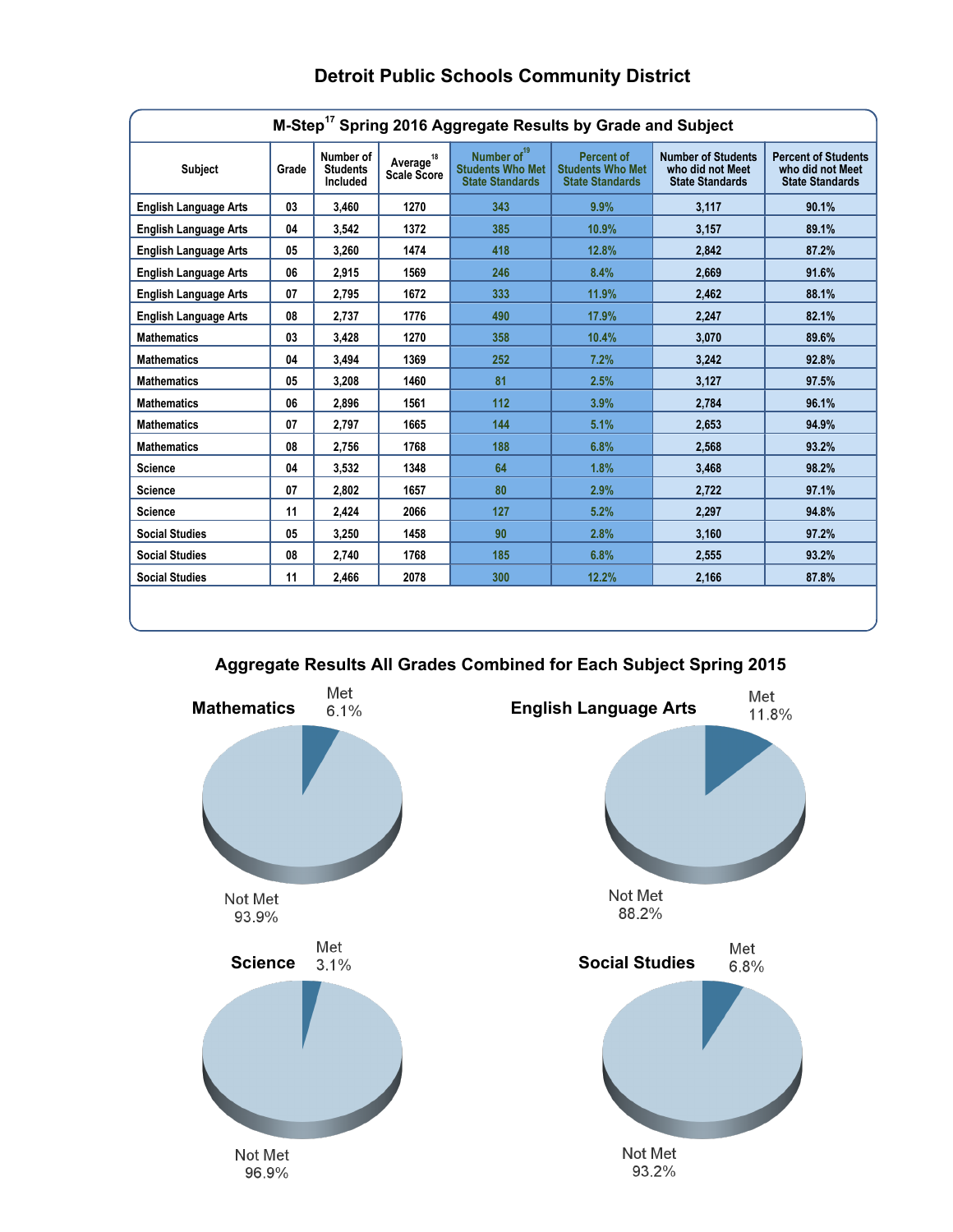# Detroit Public Schools Community District

**M-Step[17] Spring 2016 Aggregate Results by Grade and Subject**

| Subject | Grade | Number of Students Included | Average[18] Scale Score | Number of[19] Students Who Met State Standards | Percent of Students Who Met State Standards | Number of Students who did not Meet State Standards | Percent of Students who did not Meet State Standards |
|---|---|---|---|---|---|---|---|
| English Language Arts | 03 | 3,460 | 1270 | 343 | 9.9% | 3,117 | 90.1% |
| English Language Arts | 04 | 3,542 | 1372 | 385 | 10.9% | 3,157 | 89.1% |
| English Language Arts | 05 | 3,260 | 1474 | 418 | 12.8% | 2,842 | 87.2% |
| English Language Arts | 06 | 2,915 | 1569 | 246 | 8.4% | 2,669 | 91.6% |
| English Language Arts | 07 | 2,795 | 1672 | 333 | 11.9% | 2,462 | 88.1% |
| English Language Arts | 08 | 2,737 | 1776 | 490 | 17.9% | 2,247 | 82.1% |
| Mathematics | 03 | 3,428 | 1270 | 358 | 10.4% | 3,070 | 89.6% |
| Mathematics | 04 | 3,494 | 1369 | 252 | 7.2% | 3,242 | 92.8% |
| Mathematics | 05 | 3,208 | 1460 | 81 | 2.5% | 3,127 | 97.5% |
| Mathematics | 06 | 2,896 | 1561 | 112 | 3.9% | 2,784 | 96.1% |
| Mathematics | 07 | 2,797 | 1665 | 144 | 5.1% | 2,653 | 94.9% |
| Mathematics | 08 | 2,756 | 1768 | 188 | 6.8% | 2,568 | 93.2% |
| Science | 04 | 3,532 | 1348 | 64 | 1.8% | 3,468 | 98.2% |
| Science | 07 | 2,802 | 1657 | 80 | 2.9% | 2,722 | 97.1% |
| Science | 11 | 2,424 | 2066 | 127 | 5.2% | 2,297 | 94.8% |
| Social Studies | 05 | 3,250 | 1458 | 90 | 2.8% | 3,160 | 97.2% |
| Social Studies | 08 | 2,740 | 1768 | 185 | 6.8% | 2,555 | 93.2% |
| Social Studies | 11 | 2,466 | 2078 | 300 | 12.2% | 2,166 | 87.8% |

## Aggregate Results All Grades Combined for Each Subject Spring 2015

**Mathematics**

Met 6.1%

Not Met 93.9%

**English Language Arts**

Met 11.8%

Not Met 88.2%

**Science**

Met 3.1%

Not Met 96.9%

**Social Studies**

Met 6.8%

Not Met 93.2%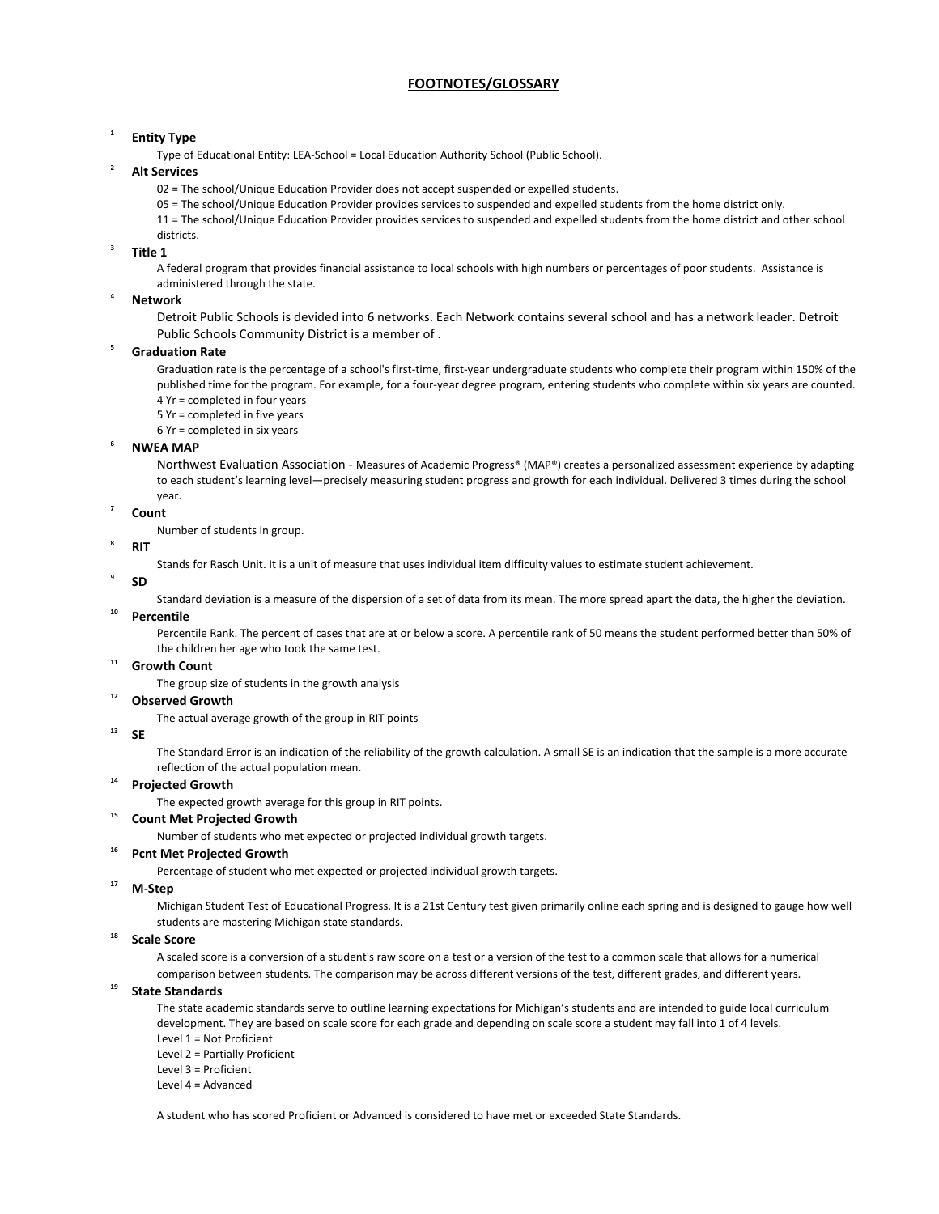# FOOTNOTES/GLOSSARY

[1] **Entity Type**

Type of Educational Entity: LEA-School = Local Education Authority School (Public School).

[2] **Alt Services**

02 = The school/Unique Education Provider does not accept suspended or expelled students.
05 = The school/Unique Education Provider provides services to suspended and expelled students from the home district only.
11 = The school/Unique Education Provider provides services to suspended and expelled students from the home district and other school districts.

[3] **Title 1**

A federal program that provides financial assistance to local schools with high numbers or percentages of poor students. Assistance is administered through the state.

[4] **Network**

Detroit Public Schools is devided into 6 networks. Each Network contains several school and has a network leader. Detroit Public Schools Community District is a member of .

[5] **Graduation Rate**

Graduation rate is the percentage of a school's first-time, first-year undergraduate students who complete their program within 150% of the published time for the program. For example, for a four-year degree program, entering students who complete within six years are counted.
4 Yr = completed in four years
5 Yr = completed in five years
6 Yr = completed in six years

[6] **NWEA MAP**

Northwest Evaluation Association - Measures of Academic Progress® (MAP®) creates a personalized assessment experience by adapting to each student's learning level—precisely measuring student progress and growth for each individual. Delivered 3 times during the school year.

[7] **Count**

Number of students in group.

[8] **RIT**

Stands for Rasch Unit. It is a unit of measure that uses individual item difficulty values to estimate student achievement.

[9] **SD**

Standard deviation is a measure of the dispersion of a set of data from its mean. The more spread apart the data, the higher the deviation.

[10] **Percentile**

Percentile Rank. The percent of cases that are at or below a score. A percentile rank of 50 means the student performed better than 50% of the children her age who took the same test.

[11] **Growth Count**

The group size of students in the growth analysis

[12] **Observed Growth**

The actual average growth of the group in RIT points

[13] **SE**

The Standard Error is an indication of the reliability of the growth calculation. A small SE is an indication that the sample is a more accurate reflection of the actual population mean.

[14] **Projected Growth**

The expected growth average for this group in RIT points.

[15] **Count Met Projected Growth**

Number of students who met expected or projected individual growth targets.

[16] **Pcnt Met Projected Growth**

Percentage of student who met expected or projected individual growth targets.

[17] **M-Step**

Michigan Student Test of Educational Progress. It is a 21st Century test given primarily online each spring and is designed to gauge how well students are mastering Michigan state standards.

[18] **Scale Score**

A scaled score is a conversion of a student's raw score on a test or a version of the test to a common scale that allows for a numerical comparison between students. The comparison may be across different versions of the test, different grades, and different years.

[19] **State Standards**

The state academic standards serve to outline learning expectations for Michigan's students and are intended to guide local curriculum development. They are based on scale score for each grade and depending on scale score a student may fall into 1 of 4 levels.
Level 1 = Not Proficient
Level 2 = Partially Proficient
Level 3 = Proficient
Level 4 = Advanced

A student who has scored Proficient or Advanced is considered to have met or exceeded State Standards.